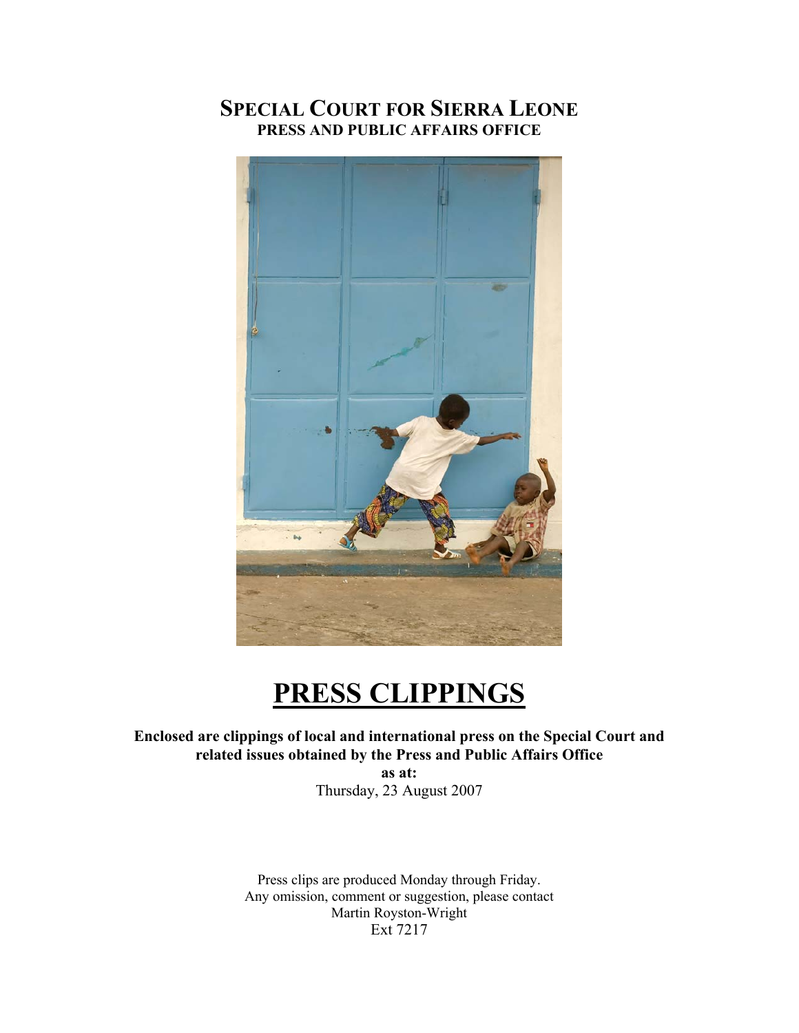# SPECIAL COURT FOR SIERRA LEONE
## PRESS AND PUBLIC AFFAIRS OFFICE

# PRESS CLIPPINGS

**Enclosed are clippings of local and international press on the Special Court and related issues obtained by the Press and Public Affairs Office**

**as at:**

Thursday, 23 August 2007

Press clips are produced Monday through Friday.
Any omission, comment or suggestion, please contact
Martin Royston-Wright
Ext 7217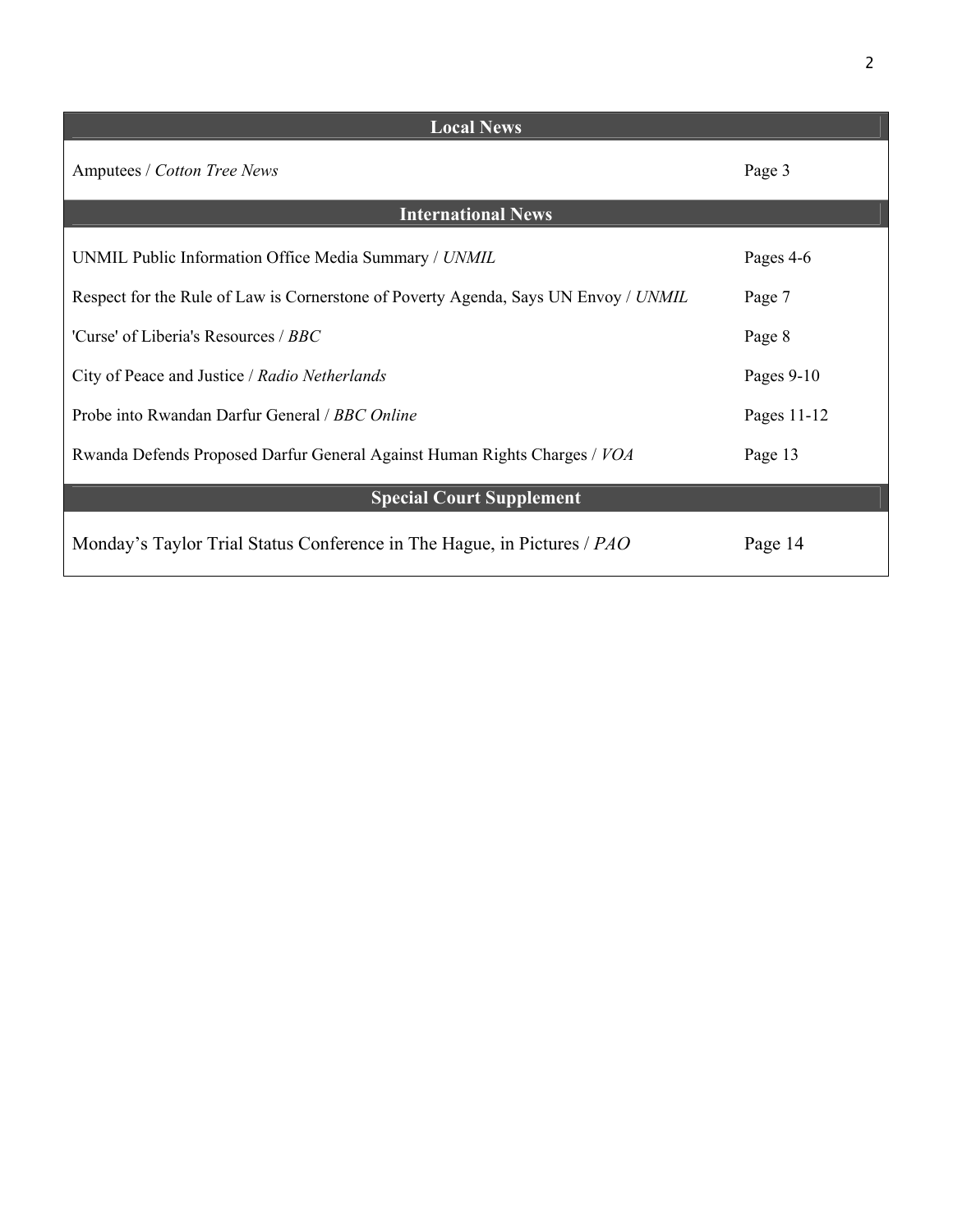| Local News | |
|---|---|
| Amputees / *Cotton Tree News* | Page 3 |
| **International News** | |
| UNMIL Public Information Office Media Summary / *UNMIL* | Pages 4-6 |
| Respect for the Rule of Law is Cornerstone of Poverty Agenda, Says UN Envoy / *UNMIL* | Page 7 |
| 'Curse' of Liberia's Resources / *BBC* | Page 8 |
| City of Peace and Justice / *Radio Netherlands* | Pages 9-10 |
| Probe into Rwandan Darfur General / *BBC Online* | Pages 11-12 |
| Rwanda Defends Proposed Darfur General Against Human Rights Charges / *VOA* | Page 13 |
| **Special Court Supplement** | |
| Monday's Taylor Trial Status Conference in The Hague, in Pictures / *PAO* | Page 14 |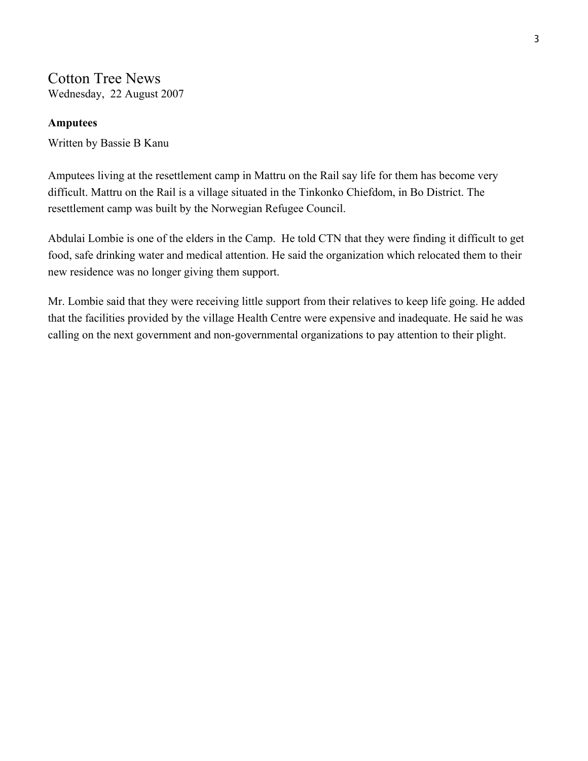# Cotton Tree News

Wednesday, 22 August 2007

**Amputees**

Written by Bassie B Kanu

Amputees living at the resettlement camp in Mattru on the Rail say life for them has become very difficult. Mattru on the Rail is a village situated in the Tinkonko Chiefdom, in Bo District. The resettlement camp was built by the Norwegian Refugee Council.

Abdulai Lombie is one of the elders in the Camp. He told CTN that they were finding it difficult to get food, safe drinking water and medical attention. He said the organization which relocated them to their new residence was no longer giving them support.

Mr. Lombie said that they were receiving little support from their relatives to keep life going. He added that the facilities provided by the village Health Centre were expensive and inadequate. He said he was calling on the next government and non-governmental organizations to pay attention to their plight.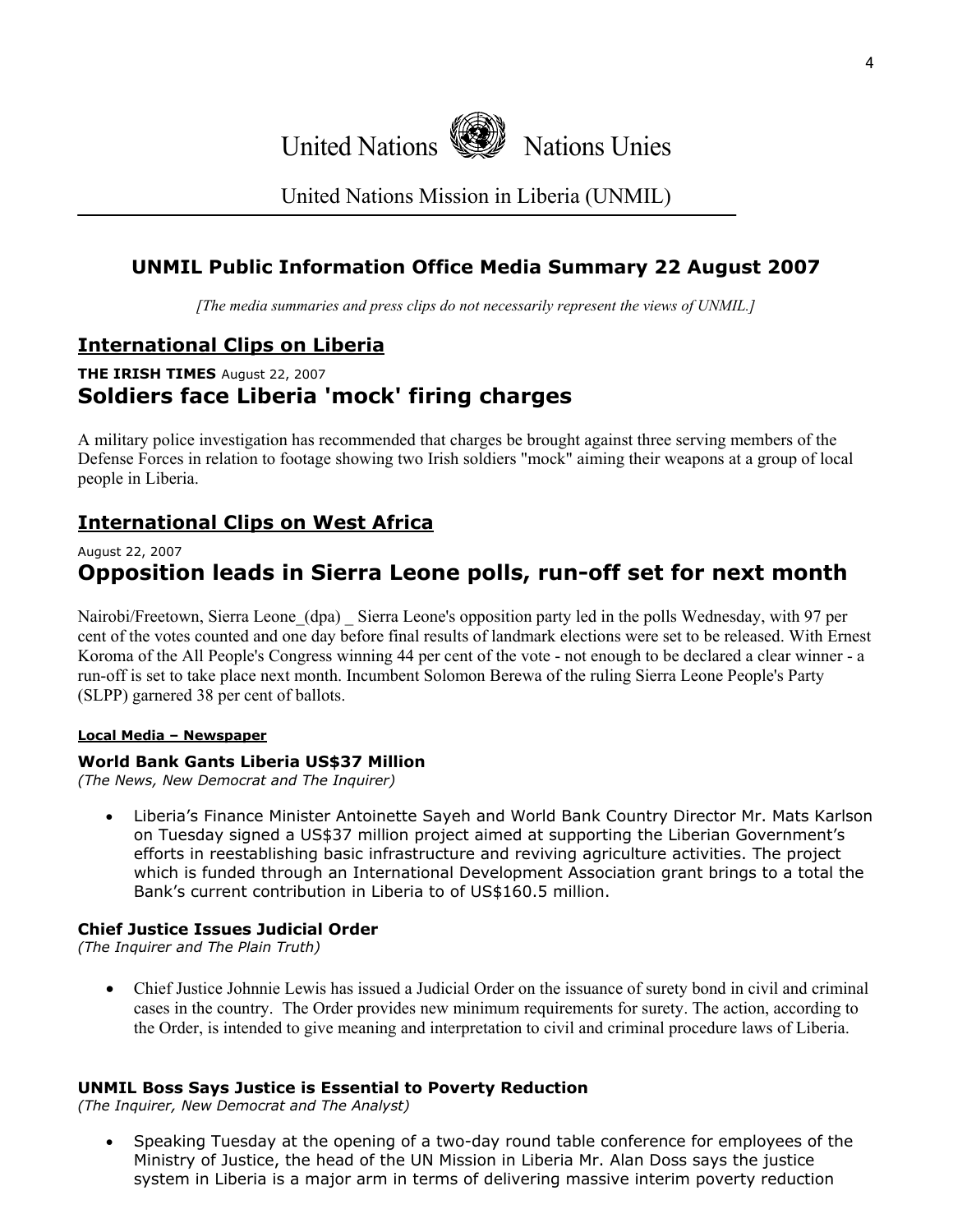United Nations Nations Unies

United Nations Mission in Liberia (UNMIL)

# UNMIL Public Information Office Media Summary 22 August 2007

*[The media summaries and press clips do not necessarily represent the views of UNMIL.]*

## International Clips on Liberia

**THE IRISH TIMES** August 22, 2007

### Soldiers face Liberia 'mock' firing charges

A military police investigation has recommended that charges be brought against three serving members of the Defense Forces in relation to footage showing two Irish soldiers "mock" aiming their weapons at a group of local people in Liberia.

## International Clips on West Africa

August 22, 2007

### Opposition leads in Sierra Leone polls, run-off set for next month

Nairobi/Freetown, Sierra Leone_(dpa) _ Sierra Leone's opposition party led in the polls Wednesday, with 97 per cent of the votes counted and one day before final results of landmark elections were set to be released. With Ernest Koroma of the All People's Congress winning 44 per cent of the vote - not enough to be declared a clear winner - a run-off is set to take place next month. Incumbent Solomon Berewa of the ruling Sierra Leone People's Party (SLPP) garnered 38 per cent of ballots.

**Local Media – Newspaper**

#### World Bank Gants Liberia US$37 Million

*(The News, New Democrat and The Inquirer)*

- Liberia's Finance Minister Antoinette Sayeh and World Bank Country Director Mr. Mats Karlson on Tuesday signed a US$37 million project aimed at supporting the Liberian Government's efforts in reestablishing basic infrastructure and reviving agriculture activities. The project which is funded through an International Development Association grant brings to a total the Bank's current contribution in Liberia to of US$160.5 million.

#### Chief Justice Issues Judicial Order

*(The Inquirer and The Plain Truth)*

- Chief Justice Johnnie Lewis has issued a Judicial Order on the issuance of surety bond in civil and criminal cases in the country. The Order provides new minimum requirements for surety. The action, according to the Order, is intended to give meaning and interpretation to civil and criminal procedure laws of Liberia.

#### UNMIL Boss Says Justice is Essential to Poverty Reduction

*(The Inquirer, New Democrat and The Analyst)*

- Speaking Tuesday at the opening of a two-day round table conference for employees of the Ministry of Justice, the head of the UN Mission in Liberia Mr. Alan Doss says the justice system in Liberia is a major arm in terms of delivering massive interim poverty reduction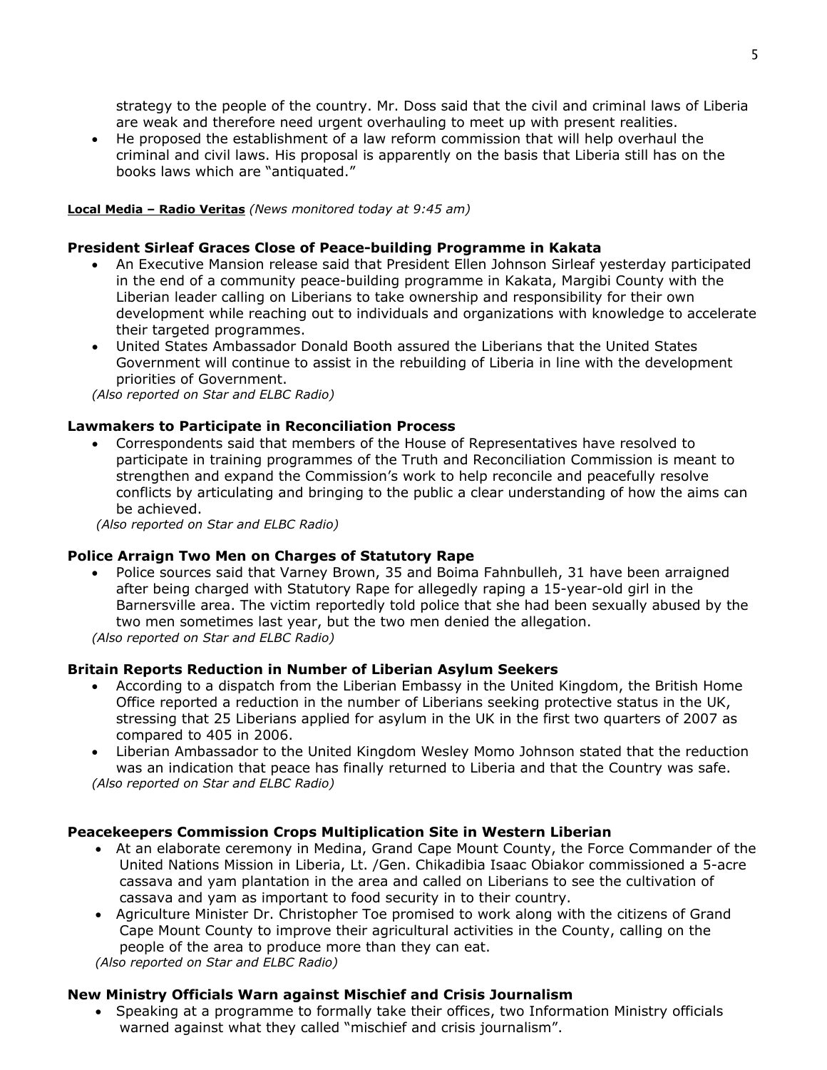strategy to the people of the country. Mr. Doss said that the civil and criminal laws of Liberia are weak and therefore need urgent overhauling to meet up with present realities.

- He proposed the establishment of a law reform commission that will help overhaul the criminal and civil laws. His proposal is apparently on the basis that Liberia still has on the books laws which are "antiquated."

**Local Media – Radio Veritas** *(News monitored today at 9:45 am)*

**President Sirleaf Graces Close of Peace-building Programme in Kakata**

- An Executive Mansion release said that President Ellen Johnson Sirleaf yesterday participated in the end of a community peace-building programme in Kakata, Margibi County with the Liberian leader calling on Liberians to take ownership and responsibility for their own development while reaching out to individuals and organizations with knowledge to accelerate their targeted programmes.
- United States Ambassador Donald Booth assured the Liberians that the United States Government will continue to assist in the rebuilding of Liberia in line with the development priorities of Government.

*(Also reported on Star and ELBC Radio)*

**Lawmakers to Participate in Reconciliation Process**

- Correspondents said that members of the House of Representatives have resolved to participate in training programmes of the Truth and Reconciliation Commission is meant to strengthen and expand the Commission's work to help reconcile and peacefully resolve conflicts by articulating and bringing to the public a clear understanding of how the aims can be achieved.

*(Also reported on Star and ELBC Radio)*

**Police Arraign Two Men on Charges of Statutory Rape**

- Police sources said that Varney Brown, 35 and Boima Fahnbulleh, 31 have been arraigned after being charged with Statutory Rape for allegedly raping a 15-year-old girl in the Barnersville area. The victim reportedly told police that she had been sexually abused by the two men sometimes last year, but the two men denied the allegation.

*(Also reported on Star and ELBC Radio)*

**Britain Reports Reduction in Number of Liberian Asylum Seekers**

- According to a dispatch from the Liberian Embassy in the United Kingdom, the British Home Office reported a reduction in the number of Liberians seeking protective status in the UK, stressing that 25 Liberians applied for asylum in the UK in the first two quarters of 2007 as compared to 405 in 2006.
- Liberian Ambassador to the United Kingdom Wesley Momo Johnson stated that the reduction was an indication that peace has finally returned to Liberia and that the Country was safe.

*(Also reported on Star and ELBC Radio)*

**Peacekeepers Commission Crops Multiplication Site in Western Liberian**

- At an elaborate ceremony in Medina, Grand Cape Mount County, the Force Commander of the United Nations Mission in Liberia, Lt. /Gen. Chikadibia Isaac Obiakor commissioned a 5-acre cassava and yam plantation in the area and called on Liberians to see the cultivation of cassava and yam as important to food security in to their country.
- Agriculture Minister Dr. Christopher Toe promised to work along with the citizens of Grand Cape Mount County to improve their agricultural activities in the County, calling on the people of the area to produce more than they can eat.

*(Also reported on Star and ELBC Radio)*

**New Ministry Officials Warn against Mischief and Crisis Journalism**

- Speaking at a programme to formally take their offices, two Information Ministry officials warned against what they called "mischief and crisis journalism".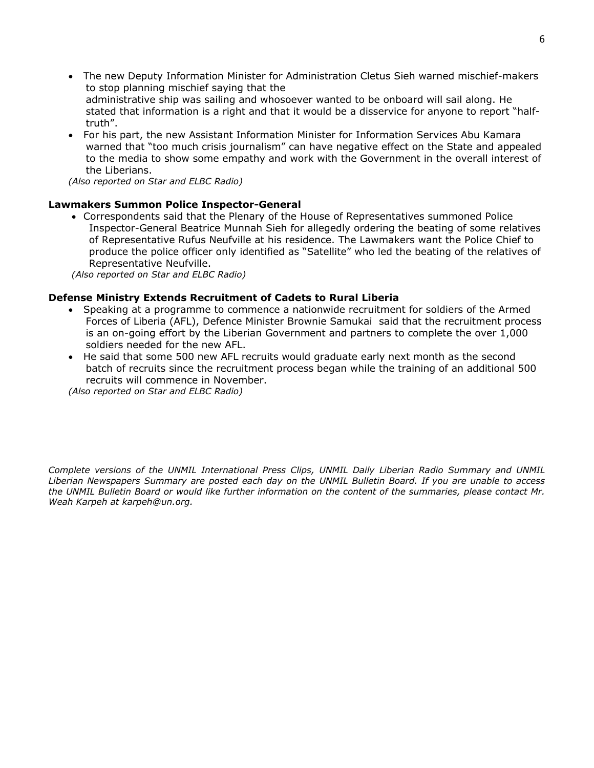- The new Deputy Information Minister for Administration Cletus Sieh warned mischief-makers to stop planning mischief saying that the administrative ship was sailing and whosoever wanted to be onboard will sail along. He stated that information is a right and that it would be a disservice for anyone to report "half-truth".
- For his part, the new Assistant Information Minister for Information Services Abu Kamara warned that "too much crisis journalism" can have negative effect on the State and appealed to the media to show some empathy and work with the Government in the overall interest of the Liberians.

*(Also reported on Star and ELBC Radio)*

**Lawmakers Summon Police Inspector-General**

- Correspondents said that the Plenary of the House of Representatives summoned Police Inspector-General Beatrice Munnah Sieh for allegedly ordering the beating of some relatives of Representative Rufus Neufville at his residence. The Lawmakers want the Police Chief to produce the police officer only identified as "Satellite" who led the beating of the relatives of Representative Neufville.

*(Also reported on Star and ELBC Radio)*

**Defense Ministry Extends Recruitment of Cadets to Rural Liberia**

- Speaking at a programme to commence a nationwide recruitment for soldiers of the Armed Forces of Liberia (AFL), Defence Minister Brownie Samukai said that the recruitment process is an on-going effort by the Liberian Government and partners to complete the over 1,000 soldiers needed for the new AFL.
- He said that some 500 new AFL recruits would graduate early next month as the second batch of recruits since the recruitment process began while the training of an additional 500 recruits will commence in November.

*(Also reported on Star and ELBC Radio)*

*Complete versions of the UNMIL International Press Clips, UNMIL Daily Liberian Radio Summary and UNMIL Liberian Newspapers Summary are posted each day on the UNMIL Bulletin Board. If you are unable to access the UNMIL Bulletin Board or would like further information on the content of the summaries, please contact Mr. Weah Karpeh at karpeh@un.org.*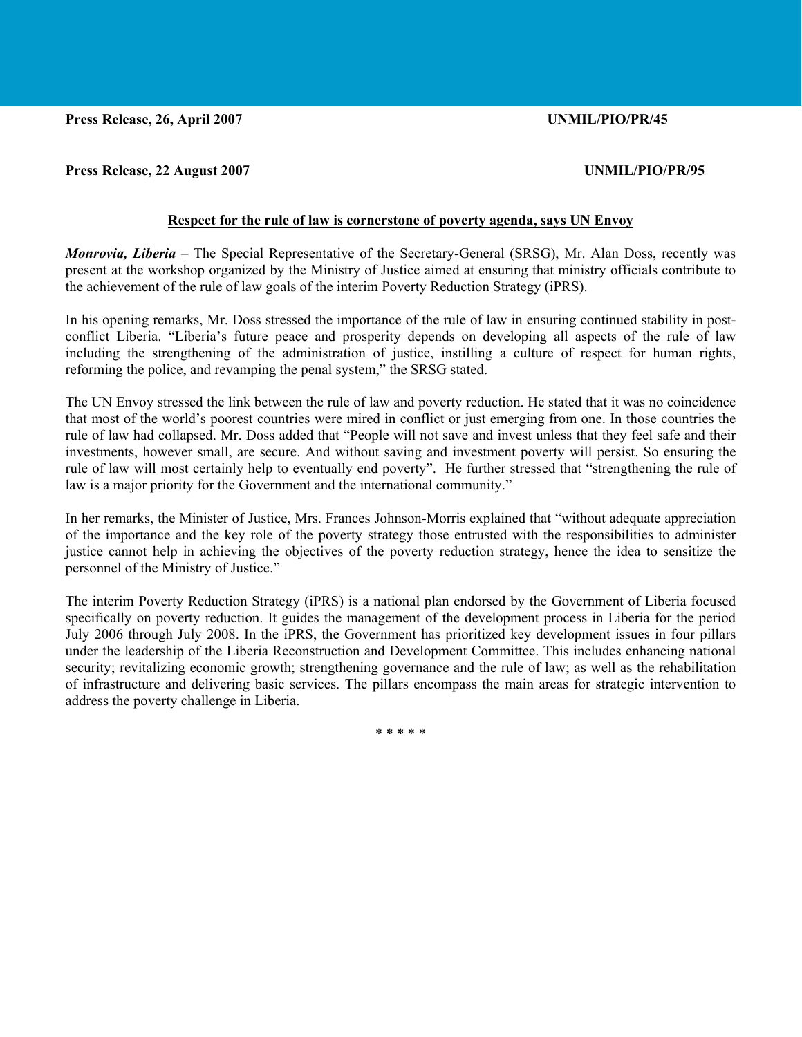**Press Release, 26, April 2007** **UNMIL/PIO/PR/45**

**Press Release, 22 August 2007** **UNMIL/PIO/PR/95**

**Respect for the rule of law is cornerstone of poverty agenda, says UN Envoy**

***Monrovia, Liberia*** – The Special Representative of the Secretary-General (SRSG), Mr. Alan Doss, recently was present at the workshop organized by the Ministry of Justice aimed at ensuring that ministry officials contribute to the achievement of the rule of law goals of the interim Poverty Reduction Strategy (iPRS).

In his opening remarks, Mr. Doss stressed the importance of the rule of law in ensuring continued stability in post-conflict Liberia. "Liberia's future peace and prosperity depends on developing all aspects of the rule of law including the strengthening of the administration of justice, instilling a culture of respect for human rights, reforming the police, and revamping the penal system," the SRSG stated.

The UN Envoy stressed the link between the rule of law and poverty reduction. He stated that it was no coincidence that most of the world's poorest countries were mired in conflict or just emerging from one. In those countries the rule of law had collapsed. Mr. Doss added that "People will not save and invest unless that they feel safe and their investments, however small, are secure. And without saving and investment poverty will persist. So ensuring the rule of law will most certainly help to eventually end poverty". He further stressed that "strengthening the rule of law is a major priority for the Government and the international community."

In her remarks, the Minister of Justice, Mrs. Frances Johnson-Morris explained that "without adequate appreciation of the importance and the key role of the poverty strategy those entrusted with the responsibilities to administer justice cannot help in achieving the objectives of the poverty reduction strategy, hence the idea to sensitize the personnel of the Ministry of Justice."

The interim Poverty Reduction Strategy (iPRS) is a national plan endorsed by the Government of Liberia focused specifically on poverty reduction. It guides the management of the development process in Liberia for the period July 2006 through July 2008. In the iPRS, the Government has prioritized key development issues in four pillars under the leadership of the Liberia Reconstruction and Development Committee. This includes enhancing national security; revitalizing economic growth; strengthening governance and the rule of law; as well as the rehabilitation of infrastructure and delivering basic services. The pillars encompass the main areas for strategic intervention to address the poverty challenge in Liberia.

\* \* \* \* \*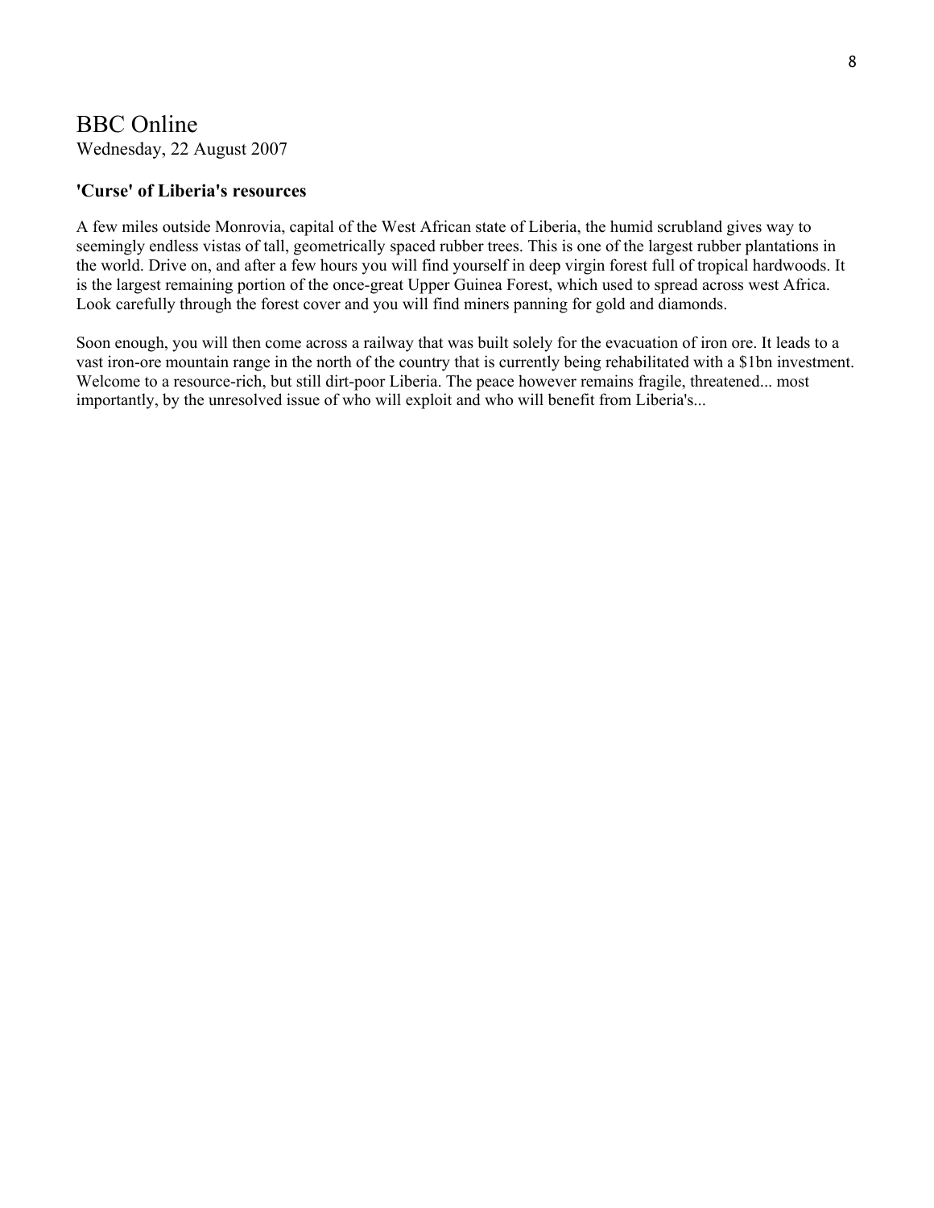# BBC Online

Wednesday, 22 August 2007

### 'Curse' of Liberia's resources

A few miles outside Monrovia, capital of the West African state of Liberia, the humid scrubland gives way to seemingly endless vistas of tall, geometrically spaced rubber trees. This is one of the largest rubber plantations in the world. Drive on, and after a few hours you will find yourself in deep virgin forest full of tropical hardwoods. It is the largest remaining portion of the once-great Upper Guinea Forest, which used to spread across west Africa. Look carefully through the forest cover and you will find miners panning for gold and diamonds.

Soon enough, you will then come across a railway that was built solely for the evacuation of iron ore. It leads to a vast iron-ore mountain range in the north of the country that is currently being rehabilitated with a $1bn investment. Welcome to a resource-rich, but still dirt-poor Liberia. The peace however remains fragile, threatened... most importantly, by the unresolved issue of who will exploit and who will benefit from Liberia's...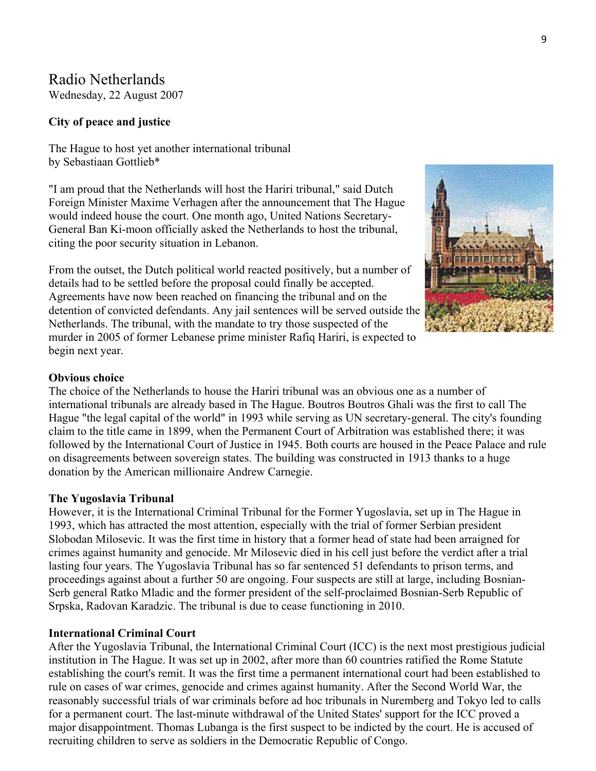# Radio Netherlands

Wednesday, 22 August 2007

**City of peace and justice**

The Hague to host yet another international tribunal
by Sebastiaan Gottlieb*

"I am proud that the Netherlands will host the Hariri tribunal," said Dutch Foreign Minister Maxime Verhagen after the announcement that The Hague would indeed house the court. One month ago, United Nations Secretary-General Ban Ki-moon officially asked the Netherlands to host the tribunal, citing the poor security situation in Lebanon.

From the outset, the Dutch political world reacted positively, but a number of details had to be settled before the proposal could finally be accepted. Agreements have now been reached on financing the tribunal and on the detention of convicted defendants. Any jail sentences will be served outside the Netherlands. The tribunal, with the mandate to try those suspected of the murder in 2005 of former Lebanese prime minister Rafiq Hariri, is expected to begin next year.

**Obvious choice**

The choice of the Netherlands to house the Hariri tribunal was an obvious one as a number of international tribunals are already based in The Hague. Boutros Boutros Ghali was the first to call The Hague "the legal capital of the world" in 1993 while serving as UN secretary-general. The city's founding claim to the title came in 1899, when the Permanent Court of Arbitration was established there; it was followed by the International Court of Justice in 1945. Both courts are housed in the Peace Palace and rule on disagreements between sovereign states. The building was constructed in 1913 thanks to a huge donation by the American millionaire Andrew Carnegie.

**The Yugoslavia Tribunal**

However, it is the International Criminal Tribunal for the Former Yugoslavia, set up in The Hague in 1993, which has attracted the most attention, especially with the trial of former Serbian president Slobodan Milosevic. It was the first time in history that a former head of state had been arraigned for crimes against humanity and genocide. Mr Milosevic died in his cell just before the verdict after a trial lasting four years. The Yugoslavia Tribunal has so far sentenced 51 defendants to prison terms, and proceedings against about a further 50 are ongoing. Four suspects are still at large, including Bosnian-Serb general Ratko Mladic and the former president of the self-proclaimed Bosnian-Serb Republic of Srpska, Radovan Karadzic. The tribunal is due to cease functioning in 2010.

**International Criminal Court**

After the Yugoslavia Tribunal, the International Criminal Court (ICC) is the next most prestigious judicial institution in The Hague. It was set up in 2002, after more than 60 countries ratified the Rome Statute establishing the court's remit. It was the first time a permanent international court had been established to rule on cases of war crimes, genocide and crimes against humanity. After the Second World War, the reasonably successful trials of war criminals before ad hoc tribunals in Nuremberg and Tokyo led to calls for a permanent court. The last-minute withdrawal of the United States' support for the ICC proved a major disappointment. Thomas Lubanga is the first suspect to be indicted by the court. He is accused of recruiting children to serve as soldiers in the Democratic Republic of Congo.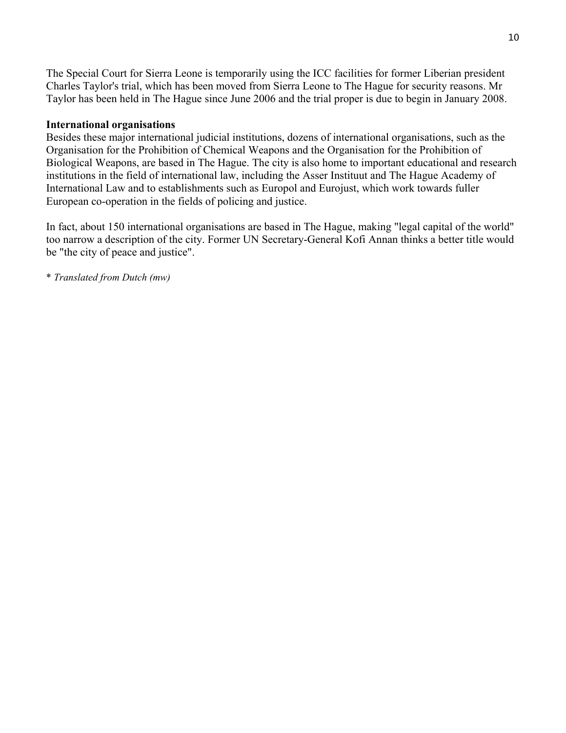The Special Court for Sierra Leone is temporarily using the ICC facilities for former Liberian president Charles Taylor's trial, which has been moved from Sierra Leone to The Hague for security reasons. Mr Taylor has been held in The Hague since June 2006 and the trial proper is due to begin in January 2008.

**International organisations**

Besides these major international judicial institutions, dozens of international organisations, such as the Organisation for the Prohibition of Chemical Weapons and the Organisation for the Prohibition of Biological Weapons, are based in The Hague. The city is also home to important educational and research institutions in the field of international law, including the Asser Instituut and The Hague Academy of International Law and to establishments such as Europol and Eurojust, which work towards fuller European co-operation in the fields of policing and justice.

In fact, about 150 international organisations are based in The Hague, making "legal capital of the world" too narrow a description of the city. Former UN Secretary-General Kofi Annan thinks a better title would be "the city of peace and justice".

* *Translated from Dutch (mw)*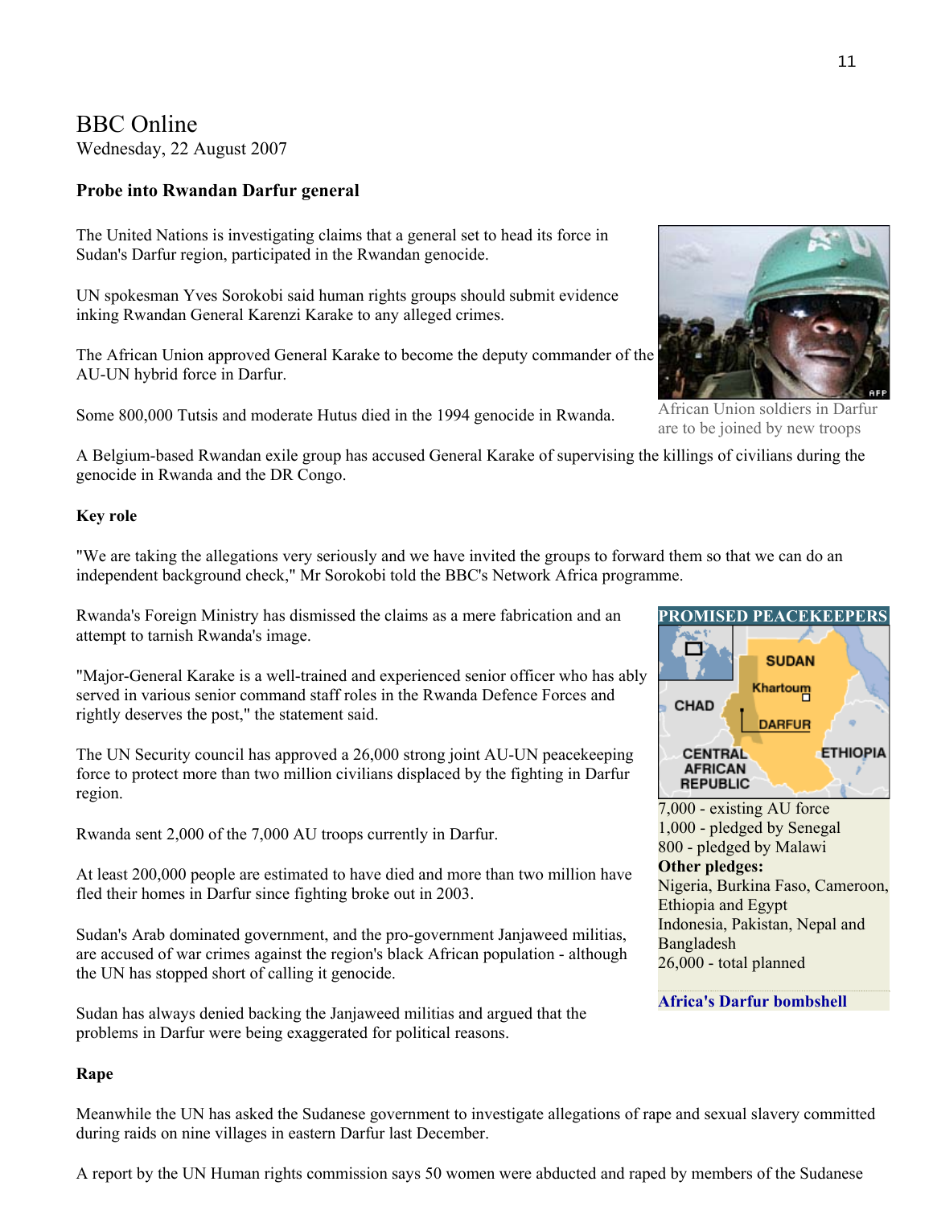BBC Online
Wednesday, 22 August 2007

**Probe into Rwandan Darfur general**

The United Nations is investigating claims that a general set to head its force in Sudan's Darfur region, participated in the Rwandan genocide.

UN spokesman Yves Sorokobi said human rights groups should submit evidence inking Rwandan General Karenzi Karake to any alleged crimes.

The African Union approved General Karake to become the deputy commander of the AU-UN hybrid force in Darfur.

Some 800,000 Tutsis and moderate Hutus died in the 1994 genocide in Rwanda.

African Union soldiers in Darfur are to be joined by new troops

A Belgium-based Rwandan exile group has accused General Karake of supervising the killings of civilians during the genocide in Rwanda and the DR Congo.

**Key role**

"We are taking the allegations very seriously and we have invited the groups to forward them so that we can do an independent background check," Mr Sorokobi told the BBC's Network Africa programme.

Rwanda's Foreign Ministry has dismissed the claims as a mere fabrication and an attempt to tarnish Rwanda's image.

"Major-General Karake is a well-trained and experienced senior officer who has ably served in various senior command staff roles in the Rwanda Defence Forces and rightly deserves the post," the statement said.

The UN Security council has approved a 26,000 strong joint AU-UN peacekeeping force to protect more than two million civilians displaced by the fighting in Darfur region.

Rwanda sent 2,000 of the 7,000 AU troops currently in Darfur.

At least 200,000 people are estimated to have died and more than two million have fled their homes in Darfur since fighting broke out in 2003.

Sudan's Arab dominated government, and the pro-government Janjaweed militias, are accused of war crimes against the region's black African population - although the UN has stopped short of calling it genocide.

Sudan has always denied backing the Janjaweed militias and argued that the problems in Darfur were being exaggerated for political reasons.

**PROMISED PEACEKEEPERS**

7,000 - existing AU force
1,000 - pledged by Senegal
800 - pledged by Malawi
**Other pledges:**
Nigeria, Burkina Faso, Cameroon, Ethiopia and Egypt
Indonesia, Pakistan, Nepal and Bangladesh
26,000 - total planned

**Africa's Darfur bombshell**

**Rape**

Meanwhile the UN has asked the Sudanese government to investigate allegations of rape and sexual slavery committed during raids on nine villages in eastern Darfur last December.

A report by the UN Human rights commission says 50 women were abducted and raped by members of the Sudanese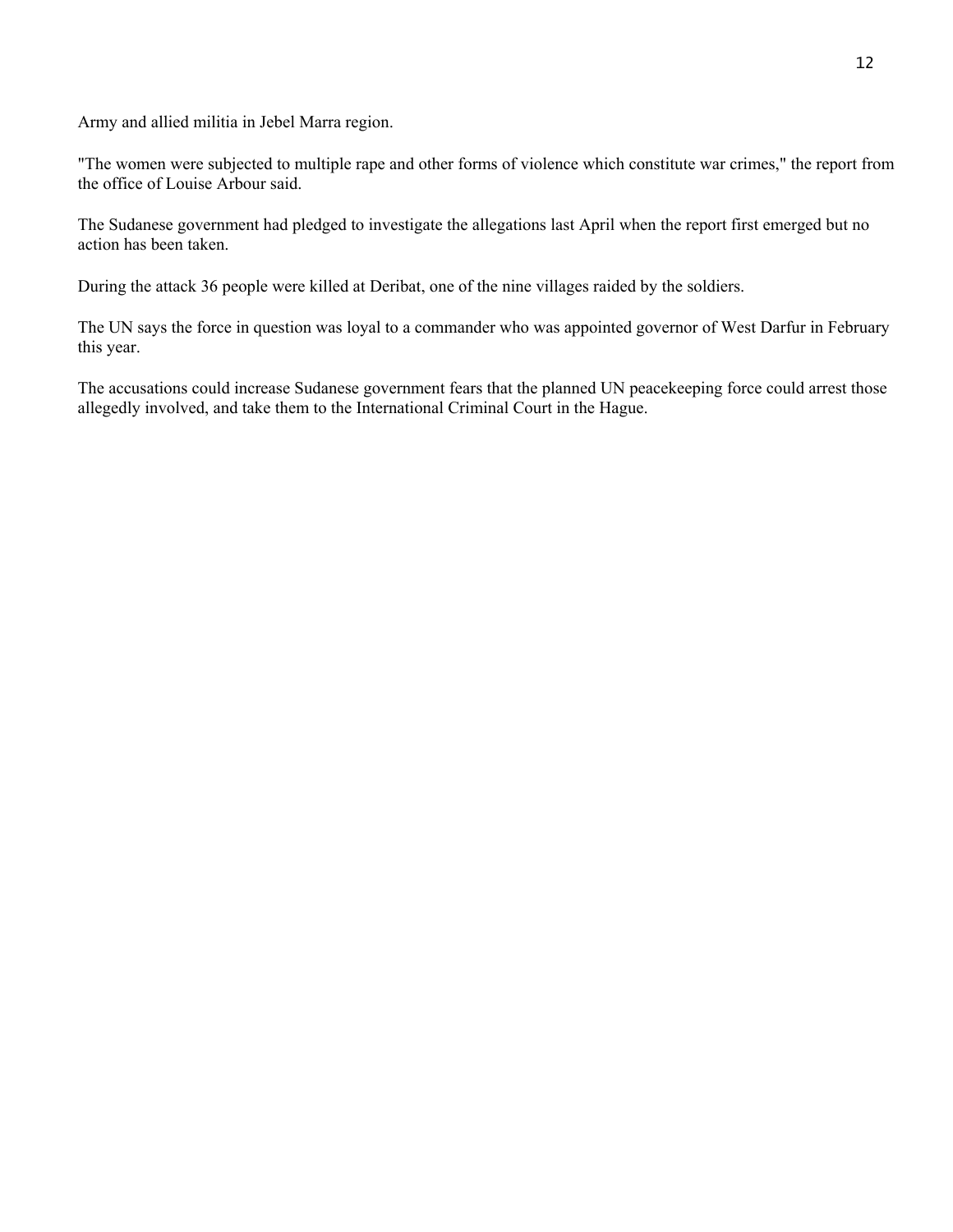Army and allied militia in Jebel Marra region.

"The women were subjected to multiple rape and other forms of violence which constitute war crimes," the report from the office of Louise Arbour said.

The Sudanese government had pledged to investigate the allegations last April when the report first emerged but no action has been taken.

During the attack 36 people were killed at Deribat, one of the nine villages raided by the soldiers.

The UN says the force in question was loyal to a commander who was appointed governor of West Darfur in February this year.

The accusations could increase Sudanese government fears that the planned UN peacekeeping force could arrest those allegedly involved, and take them to the International Criminal Court in the Hague.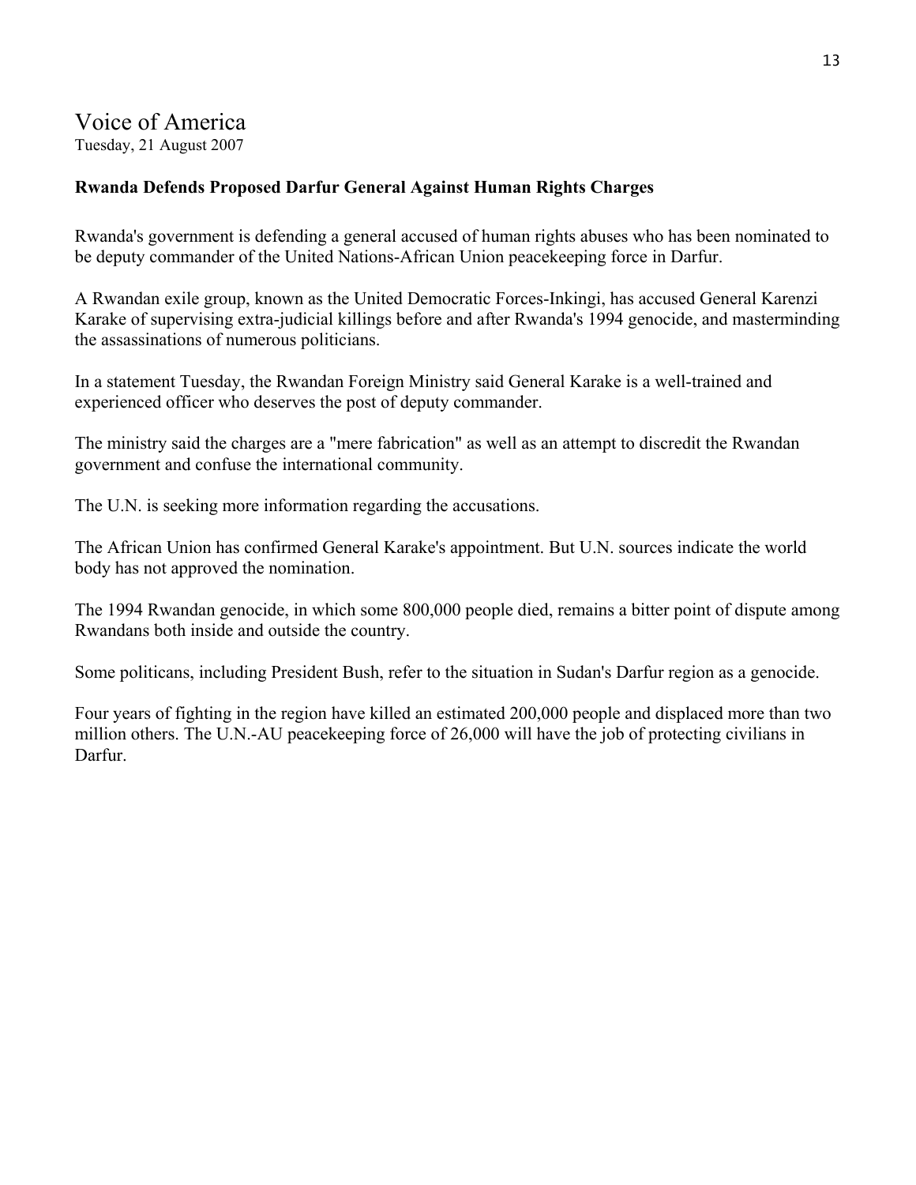# Voice of America

Tuesday, 21 August 2007

## Rwanda Defends Proposed Darfur General Against Human Rights Charges

Rwanda's government is defending a general accused of human rights abuses who has been nominated to be deputy commander of the United Nations-African Union peacekeeping force in Darfur.

A Rwandan exile group, known as the United Democratic Forces-Inkingi, has accused General Karenzi Karake of supervising extra-judicial killings before and after Rwanda's 1994 genocide, and masterminding the assassinations of numerous politicians.

In a statement Tuesday, the Rwandan Foreign Ministry said General Karake is a well-trained and experienced officer who deserves the post of deputy commander.

The ministry said the charges are a "mere fabrication" as well as an attempt to discredit the Rwandan government and confuse the international community.

The U.N. is seeking more information regarding the accusations.

The African Union has confirmed General Karake's appointment. But U.N. sources indicate the world body has not approved the nomination.

The 1994 Rwandan genocide, in which some 800,000 people died, remains a bitter point of dispute among Rwandans both inside and outside the country.

Some politicans, including President Bush, refer to the situation in Sudan's Darfur region as a genocide.

Four years of fighting in the region have killed an estimated 200,000 people and displaced more than two million others. The U.N.-AU peacekeeping force of 26,000 will have the job of protecting civilians in Darfur.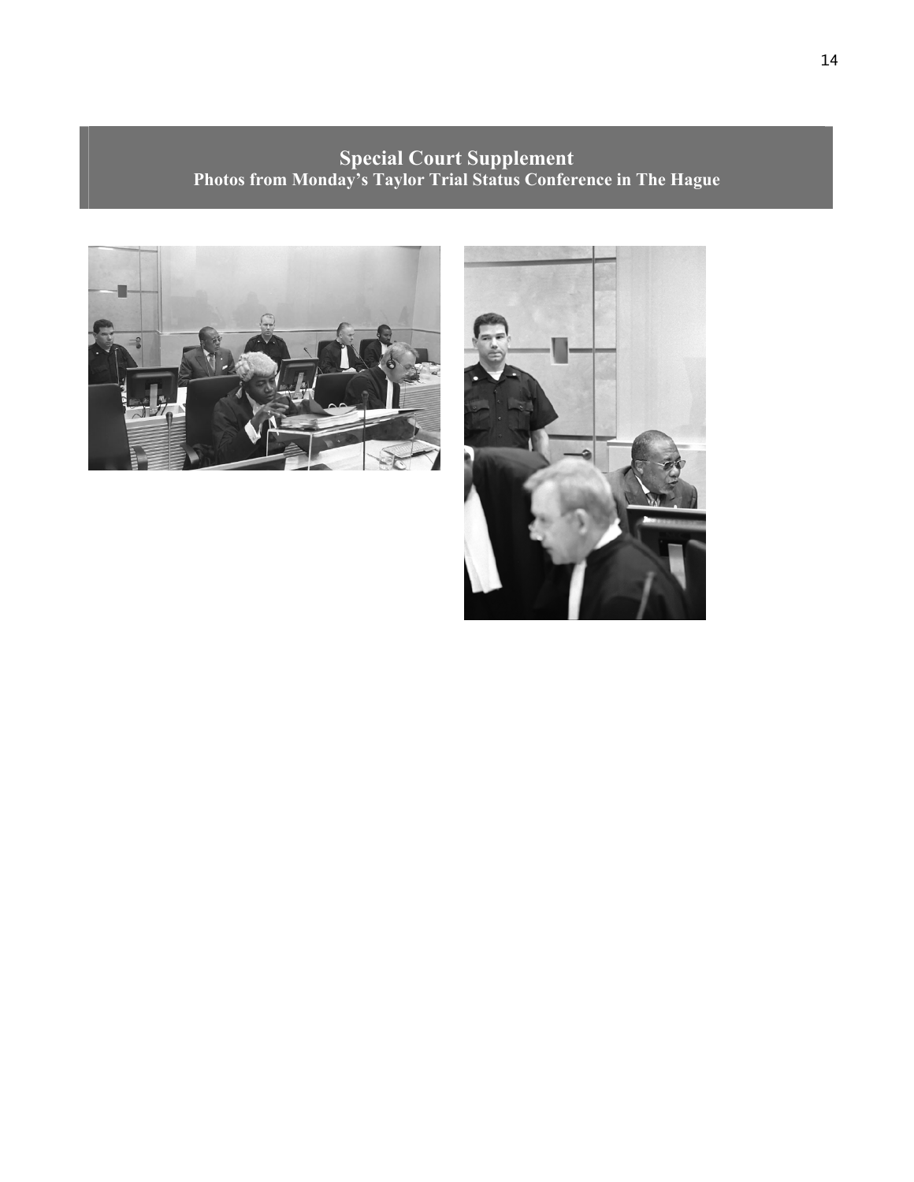## Special Court Supplement

### Photos from Monday's Taylor Trial Status Conference in The Hague